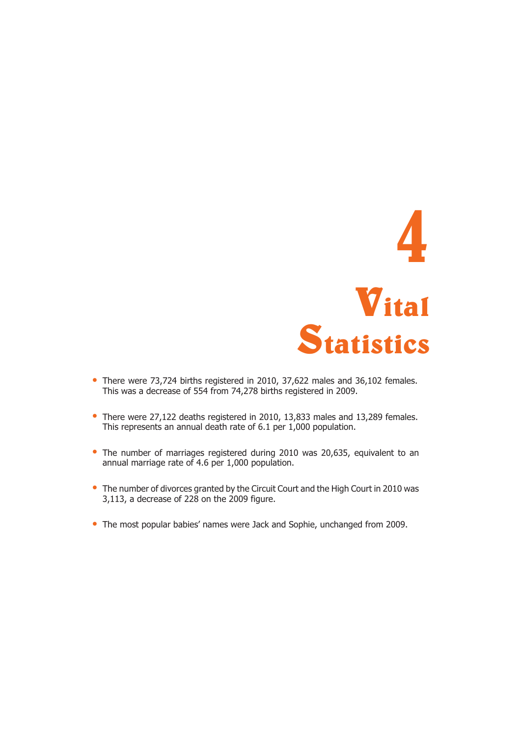# 4

# Vital Statistics

- There were 73,724 births registered in 2010, 37,622 males and 36,102 females. This was a decrease of 554 from 74,278 births registered in 2009.

- There were 27,122 deaths registered in 2010, 13,833 males and 13,289 females. This represents an annual death rate of 6.1 per 1,000 population.

- The number of marriages registered during 2010 was 20,635, equivalent to an annual marriage rate of 4.6 per 1,000 population.

- The number of divorces granted by the Circuit Court and the High Court in 2010 was 3,113, a decrease of 228 on the 2009 figure.

- The most popular babies' names were Jack and Sophie, unchanged from 2009.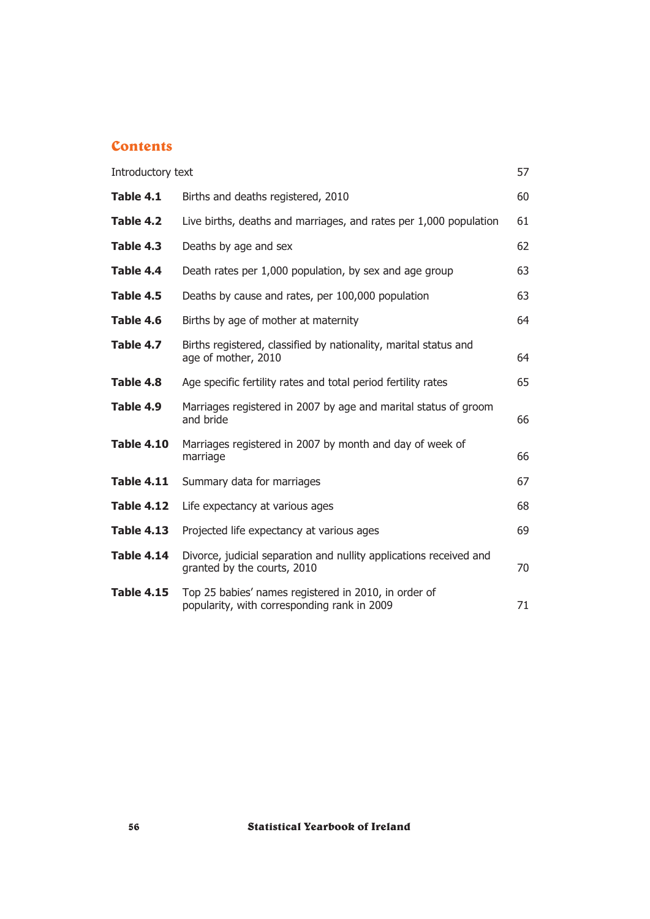## Contents

| | | |
|---|---|---|
| Introductory text | | 57 |
| **Table 4.1** | Births and deaths registered, 2010 | 60 |
| **Table 4.2** | Live births, deaths and marriages, and rates per 1,000 population | 61 |
| **Table 4.3** | Deaths by age and sex | 62 |
| **Table 4.4** | Death rates per 1,000 population, by sex and age group | 63 |
| **Table 4.5** | Deaths by cause and rates, per 100,000 population | 63 |
| **Table 4.6** | Births by age of mother at maternity | 64 |
| **Table 4.7** | Births registered, classified by nationality, marital status and age of mother, 2010 | 64 |
| **Table 4.8** | Age specific fertility rates and total period fertility rates | 65 |
| **Table 4.9** | Marriages registered in 2007 by age and marital status of groom and bride | 66 |
| **Table 4.10** | Marriages registered in 2007 by month and day of week of marriage | 66 |
| **Table 4.11** | Summary data for marriages | 67 |
| **Table 4.12** | Life expectancy at various ages | 68 |
| **Table 4.13** | Projected life expectancy at various ages | 69 |
| **Table 4.14** | Divorce, judicial separation and nullity applications received and granted by the courts, 2010 | 70 |
| **Table 4.15** | Top 25 babies' names registered in 2010, in order of popularity, with corresponding rank in 2009 | 71 |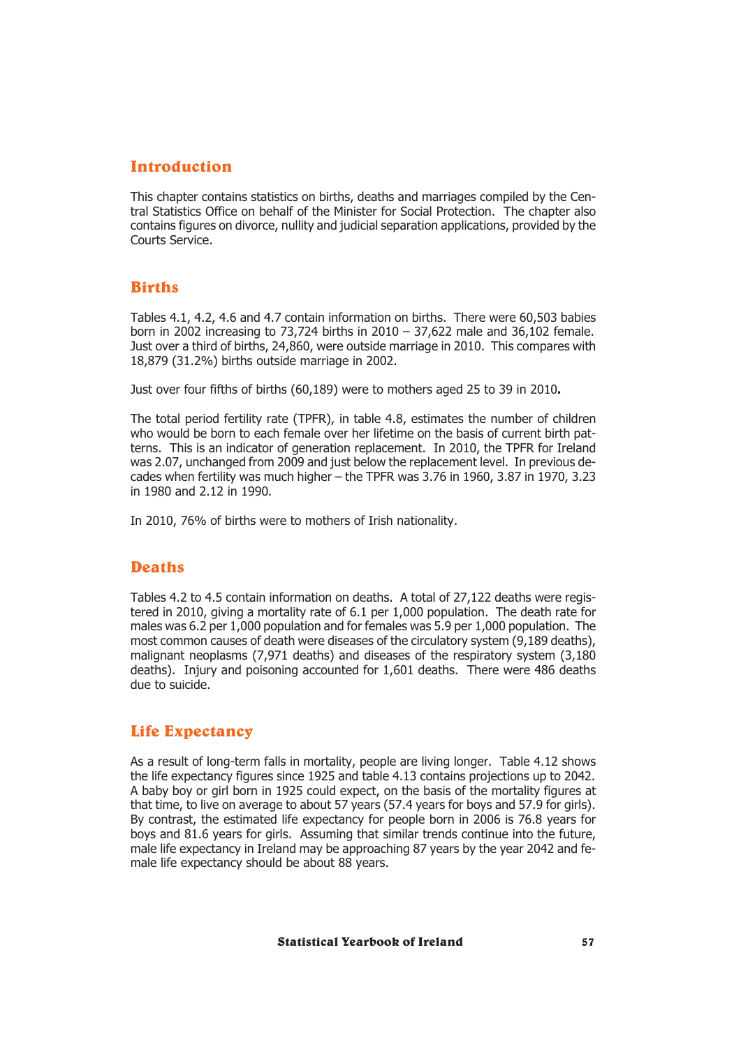## Introduction

This chapter contains statistics on births, deaths and marriages compiled by the Central Statistics Office on behalf of the Minister for Social Protection. The chapter also contains figures on divorce, nullity and judicial separation applications, provided by the Courts Service.

## Births

Tables 4.1, 4.2, 4.6 and 4.7 contain information on births. There were 60,503 babies born in 2002 increasing to 73,724 births in 2010 – 37,622 male and 36,102 female. Just over a third of births, 24,860, were outside marriage in 2010. This compares with 18,879 (31.2%) births outside marriage in 2002.

Just over four fifths of births (60,189) were to mothers aged 25 to 39 in 2010**.**

The total period fertility rate (TPFR), in table 4.8, estimates the number of children who would be born to each female over her lifetime on the basis of current birth patterns. This is an indicator of generation replacement. In 2010, the TPFR for Ireland was 2.07, unchanged from 2009 and just below the replacement level. In previous decades when fertility was much higher – the TPFR was 3.76 in 1960, 3.87 in 1970, 3.23 in 1980 and 2.12 in 1990.

In 2010, 76% of births were to mothers of Irish nationality.

## Deaths

Tables 4.2 to 4.5 contain information on deaths. A total of 27,122 deaths were registered in 2010, giving a mortality rate of 6.1 per 1,000 population. The death rate for males was 6.2 per 1,000 population and for females was 5.9 per 1,000 population. The most common causes of death were diseases of the circulatory system (9,189 deaths), malignant neoplasms (7,971 deaths) and diseases of the respiratory system (3,180 deaths). Injury and poisoning accounted for 1,601 deaths. There were 486 deaths due to suicide.

## Life Expectancy

As a result of long-term falls in mortality, people are living longer. Table 4.12 shows the life expectancy figures since 1925 and table 4.13 contains projections up to 2042. A baby boy or girl born in 1925 could expect, on the basis of the mortality figures at that time, to live on average to about 57 years (57.4 years for boys and 57.9 for girls). By contrast, the estimated life expectancy for people born in 2006 is 76.8 years for boys and 81.6 years for girls. Assuming that similar trends continue into the future, male life expectancy in Ireland may be approaching 87 years by the year 2042 and female life expectancy should be about 88 years.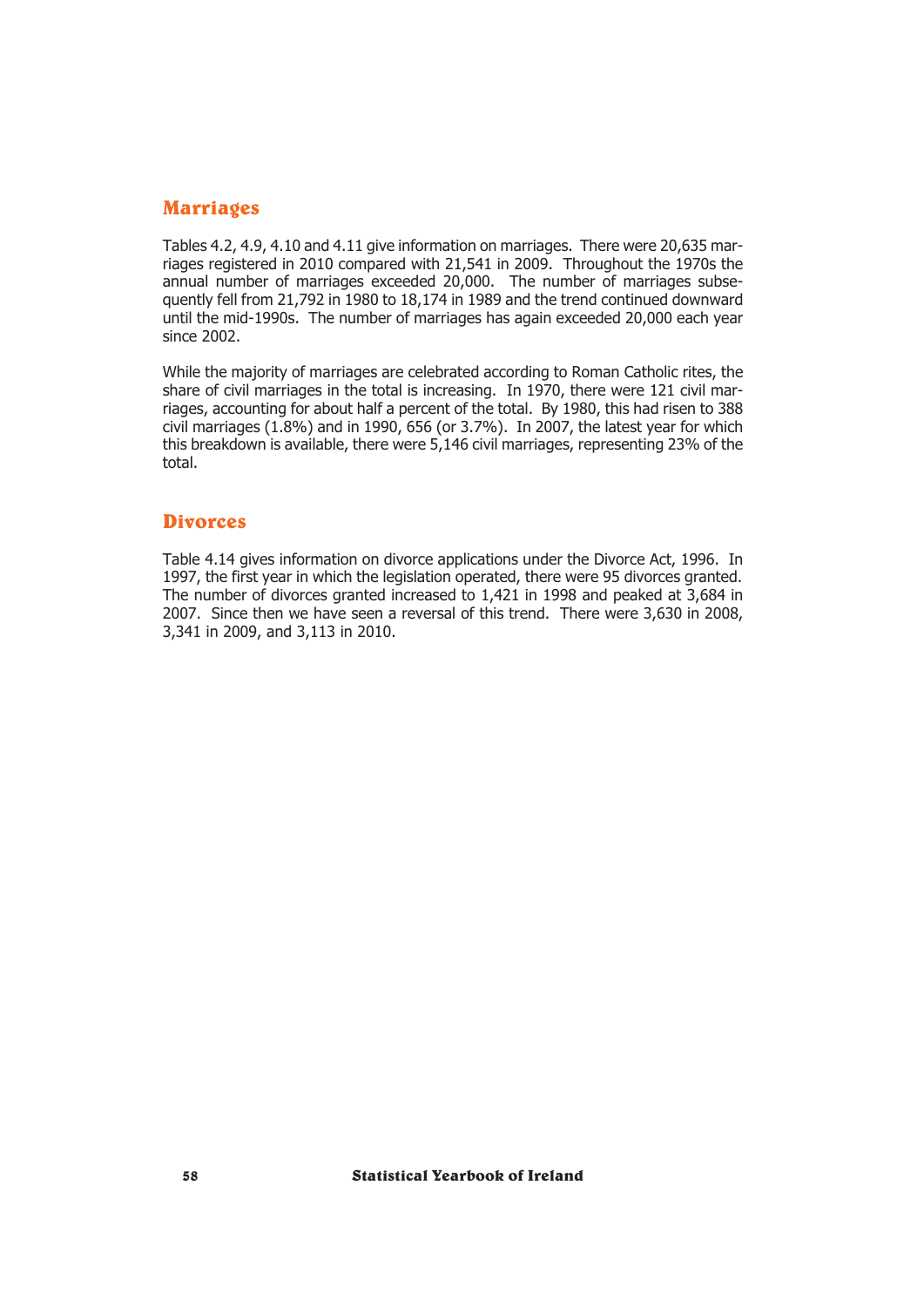## Marriages

Tables 4.2, 4.9, 4.10 and 4.11 give information on marriages. There were 20,635 marriages registered in 2010 compared with 21,541 in 2009. Throughout the 1970s the annual number of marriages exceeded 20,000. The number of marriages subsequently fell from 21,792 in 1980 to 18,174 in 1989 and the trend continued downward until the mid-1990s. The number of marriages has again exceeded 20,000 each year since 2002.

While the majority of marriages are celebrated according to Roman Catholic rites, the share of civil marriages in the total is increasing. In 1970, there were 121 civil marriages, accounting for about half a percent of the total. By 1980, this had risen to 388 civil marriages (1.8%) and in 1990, 656 (or 3.7%). In 2007, the latest year for which this breakdown is available, there were 5,146 civil marriages, representing 23% of the total.

## Divorces

Table 4.14 gives information on divorce applications under the Divorce Act, 1996. In 1997, the first year in which the legislation operated, there were 95 divorces granted. The number of divorces granted increased to 1,421 in 1998 and peaked at 3,684 in 2007. Since then we have seen a reversal of this trend. There were 3,630 in 2008, 3,341 in 2009, and 3,113 in 2010.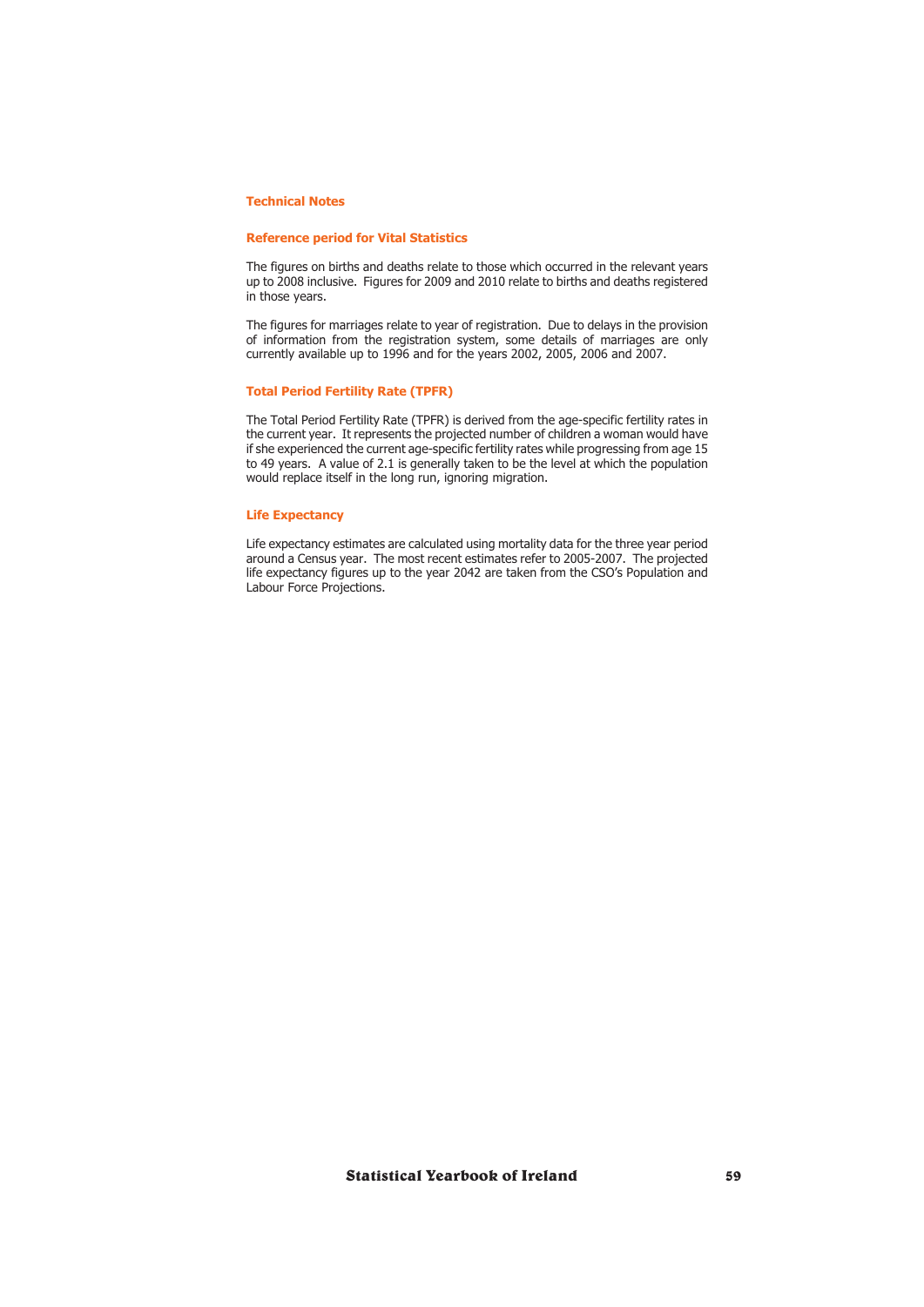## Technical Notes

### Reference period for Vital Statistics

The figures on births and deaths relate to those which occurred in the relevant years up to 2008 inclusive. Figures for 2009 and 2010 relate to births and deaths registered in those years.

The figures for marriages relate to year of registration. Due to delays in the provision of information from the registration system, some details of marriages are only currently available up to 1996 and for the years 2002, 2005, 2006 and 2007.

### Total Period Fertility Rate (TPFR)

The Total Period Fertility Rate (TPFR) is derived from the age-specific fertility rates in the current year. It represents the projected number of children a woman would have if she experienced the current age-specific fertility rates while progressing from age 15 to 49 years. A value of 2.1 is generally taken to be the level at which the population would replace itself in the long run, ignoring migration.

### Life Expectancy

Life expectancy estimates are calculated using mortality data for the three year period around a Census year. The most recent estimates refer to 2005-2007. The projected life expectancy figures up to the year 2042 are taken from the CSO's Population and Labour Force Projections.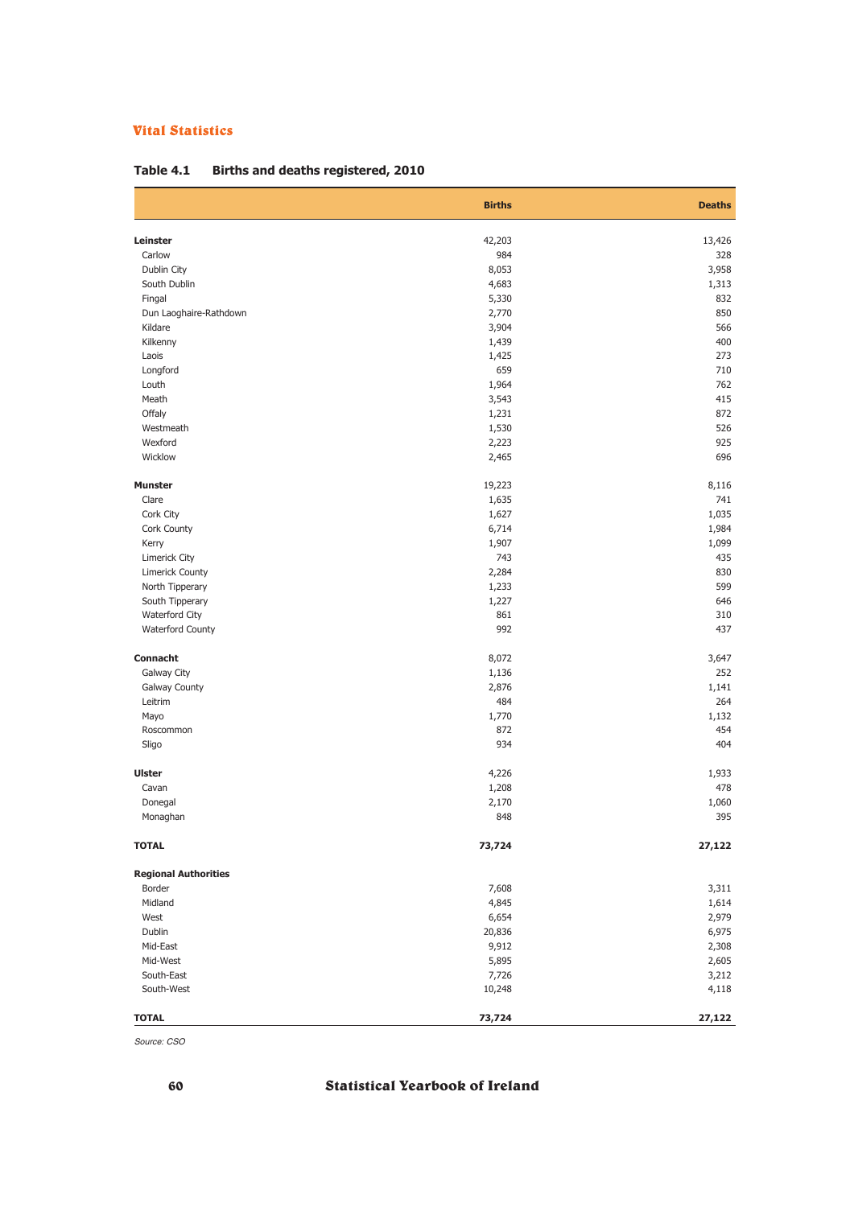## Vital Statistics

### Table 4.1 Births and deaths registered, 2010

| | Births | Deaths |
|---|---|---|
| **Leinster** | 42,203 | 13,426 |
| Carlow | 984 | 328 |
| Dublin City | 8,053 | 3,958 |
| South Dublin | 4,683 | 1,313 |
| Fingal | 5,330 | 832 |
| Dun Laoghaire-Rathdown | 2,770 | 850 |
| Kildare | 3,904 | 566 |
| Kilkenny | 1,439 | 400 |
| Laois | 1,425 | 273 |
| Longford | 659 | 710 |
| Louth | 1,964 | 762 |
| Meath | 3,543 | 415 |
| Offaly | 1,231 | 872 |
| Westmeath | 1,530 | 526 |
| Wexford | 2,223 | 925 |
| Wicklow | 2,465 | 696 |
| **Munster** | 19,223 | 8,116 |
| Clare | 1,635 | 741 |
| Cork City | 1,627 | 1,035 |
| Cork County | 6,714 | 1,984 |
| Kerry | 1,907 | 1,099 |
| Limerick City | 743 | 435 |
| Limerick County | 2,284 | 830 |
| North Tipperary | 1,233 | 599 |
| South Tipperary | 1,227 | 646 |
| Waterford City | 861 | 310 |
| Waterford County | 992 | 437 |
| **Connacht** | 8,072 | 3,647 |
| Galway City | 1,136 | 252 |
| Galway County | 2,876 | 1,141 |
| Leitrim | 484 | 264 |
| Mayo | 1,770 | 1,132 |
| Roscommon | 872 | 454 |
| Sligo | 934 | 404 |
| **Ulster** | 4,226 | 1,933 |
| Cavan | 1,208 | 478 |
| Donegal | 2,170 | 1,060 |
| Monaghan | 848 | 395 |
| **TOTAL** | **73,724** | **27,122** |
| **Regional Authorities** | | |
| Border | 7,608 | 3,311 |
| Midland | 4,845 | 1,614 |
| West | 6,654 | 2,979 |
| Dublin | 20,836 | 6,975 |
| Mid-East | 9,912 | 2,308 |
| Mid-West | 5,895 | 2,605 |
| South-East | 7,726 | 3,212 |
| South-West | 10,248 | 4,118 |
| **TOTAL** | **73,724** | **27,122** |

*Source: CSO*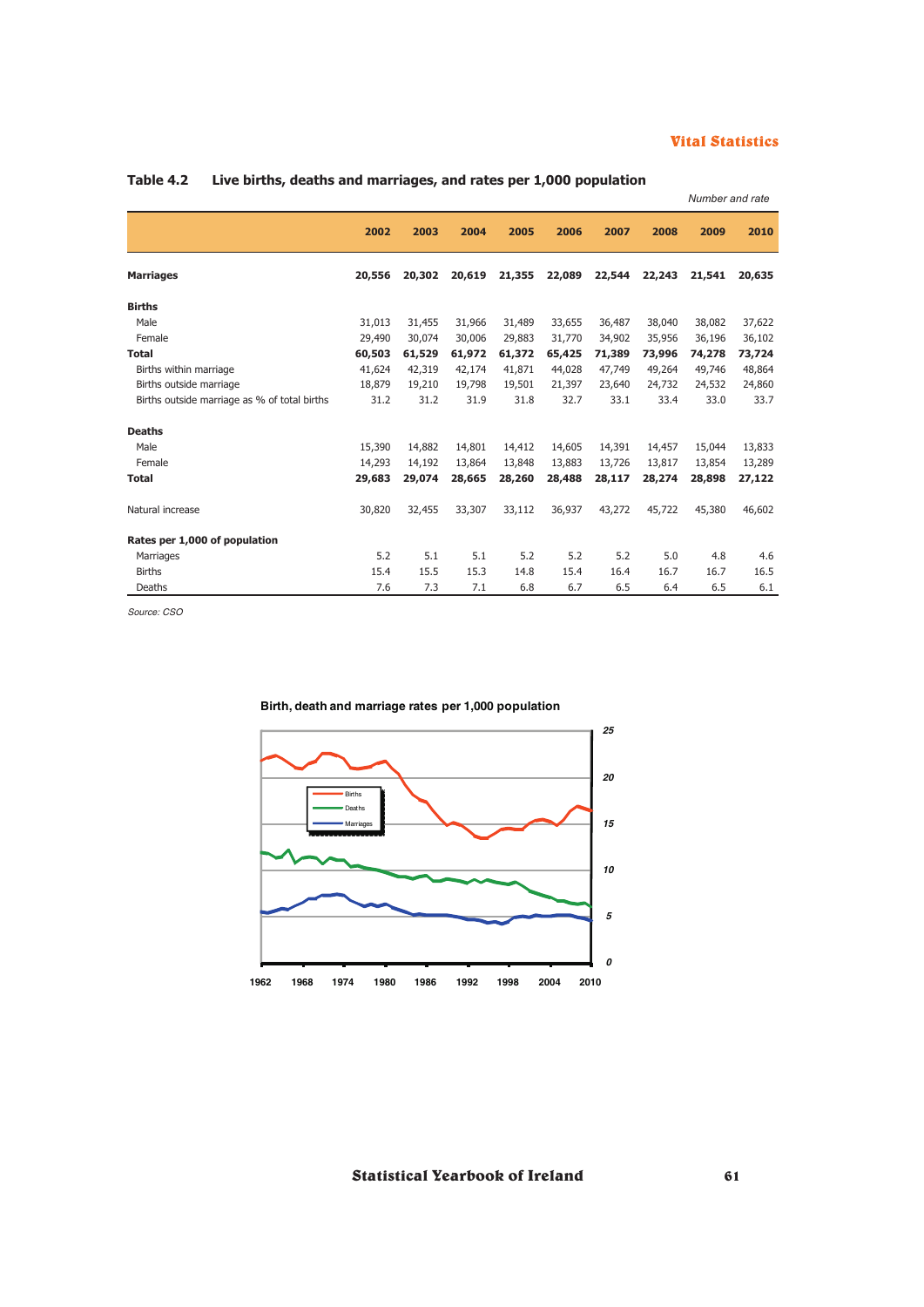## Table 4.2 Live births, deaths and marriages, and rates per 1,000 population

*Number and rate*

| | 2002 | 2003 | 2004 | 2005 | 2006 | 2007 | 2008 | 2009 | 2010 |
|---|---|---|---|---|---|---|---|---|---|
| **Marriages** | **20,556** | **20,302** | **20,619** | **21,355** | **22,089** | **22,544** | **22,243** | **21,541** | **20,635** |
| **Births** | | | | | | | | | |
| Male | 31,013 | 31,455 | 31,966 | 31,489 | 33,655 | 36,487 | 38,040 | 38,082 | 37,622 |
| Female | 29,490 | 30,074 | 30,006 | 29,883 | 31,770 | 34,902 | 35,956 | 36,196 | 36,102 |
| **Total** | **60,503** | **61,529** | **61,972** | **61,372** | **65,425** | **71,389** | **73,996** | **74,278** | **73,724** |
| Births within marriage | 41,624 | 42,319 | 42,174 | 41,871 | 44,028 | 47,749 | 49,264 | 49,746 | 48,864 |
| Births outside marriage | 18,879 | 19,210 | 19,798 | 19,501 | 21,397 | 23,640 | 24,732 | 24,532 | 24,860 |
| Births outside marriage as % of total births | 31.2 | 31.2 | 31.9 | 31.8 | 32.7 | 33.1 | 33.4 | 33.0 | 33.7 |
| **Deaths** | | | | | | | | | |
| Male | 15,390 | 14,882 | 14,801 | 14,412 | 14,605 | 14,391 | 14,457 | 15,044 | 13,833 |
| Female | 14,293 | 14,192 | 13,864 | 13,848 | 13,883 | 13,726 | 13,817 | 13,854 | 13,289 |
| **Total** | **29,683** | **29,074** | **28,665** | **28,260** | **28,488** | **28,117** | **28,274** | **28,898** | **27,122** |
| Natural increase | 30,820 | 32,455 | 33,307 | 33,112 | 36,937 | 43,272 | 45,722 | 45,380 | 46,602 |
| **Rates per 1,000 of population** | | | | | | | | | |
| Marriages | 5.2 | 5.1 | 5.1 | 5.2 | 5.2 | 5.2 | 5.0 | 4.8 | 4.6 |
| Births | 15.4 | 15.5 | 15.3 | 14.8 | 15.4 | 16.4 | 16.7 | 16.7 | 16.5 |
| Deaths | 7.6 | 7.3 | 7.1 | 6.8 | 6.7 | 6.5 | 6.4 | 6.5 | 6.1 |

*Source: CSO*

**Birth, death and marriage rates per 1,000 population**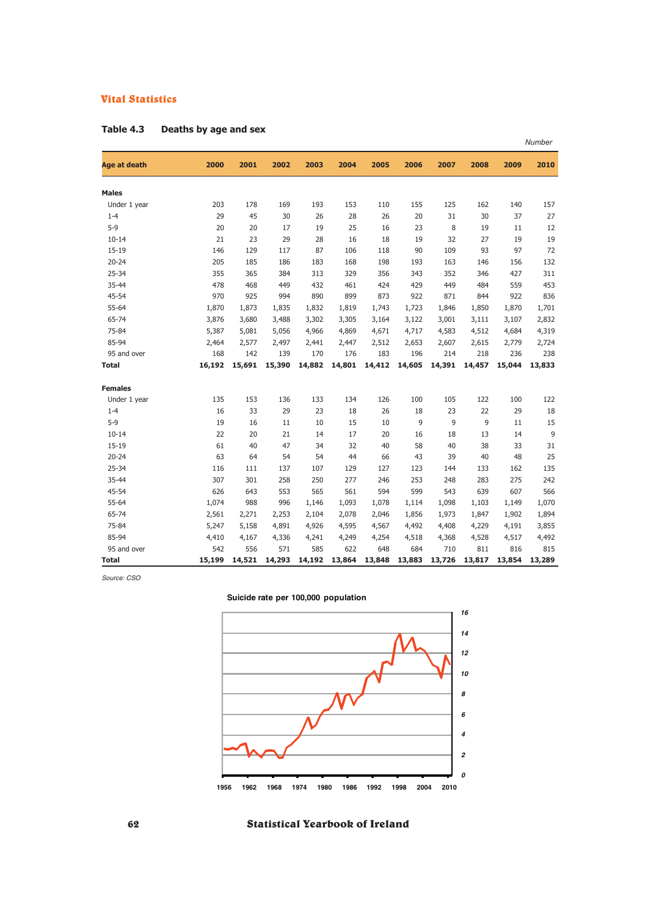Vital Statistics

## Table 4.3 Deaths by age and sex

*Number*

| Age at death | 2000 | 2001 | 2002 | 2003 | 2004 | 2005 | 2006 | 2007 | 2008 | 2009 | 2010 |
|---|---|---|---|---|---|---|---|---|---|---|---|
| **Males** | | | | | | | | | | | |
| Under 1 year | 203 | 178 | 169 | 193 | 153 | 110 | 155 | 125 | 162 | 140 | 157 |
| 1-4 | 29 | 45 | 30 | 26 | 28 | 26 | 20 | 31 | 30 | 37 | 27 |
| 5-9 | 20 | 20 | 17 | 19 | 25 | 16 | 23 | 8 | 19 | 11 | 12 |
| 10-14 | 21 | 23 | 29 | 28 | 16 | 18 | 19 | 32 | 27 | 19 | 19 |
| 15-19 | 146 | 129 | 117 | 87 | 106 | 118 | 90 | 109 | 93 | 97 | 72 |
| 20-24 | 205 | 185 | 186 | 183 | 168 | 198 | 193 | 163 | 146 | 156 | 132 |
| 25-34 | 355 | 365 | 384 | 313 | 329 | 356 | 343 | 352 | 346 | 427 | 311 |
| 35-44 | 478 | 468 | 449 | 432 | 461 | 424 | 429 | 449 | 484 | 559 | 453 |
| 45-54 | 970 | 925 | 994 | 890 | 899 | 873 | 922 | 871 | 844 | 922 | 836 |
| 55-64 | 1,870 | 1,873 | 1,835 | 1,832 | 1,819 | 1,743 | 1,723 | 1,846 | 1,850 | 1,870 | 1,701 |
| 65-74 | 3,876 | 3,680 | 3,488 | 3,302 | 3,305 | 3,164 | 3,122 | 3,001 | 3,111 | 3,107 | 2,832 |
| 75-84 | 5,387 | 5,081 | 5,056 | 4,966 | 4,869 | 4,671 | 4,717 | 4,583 | 4,512 | 4,684 | 4,319 |
| 85-94 | 2,464 | 2,577 | 2,497 | 2,441 | 2,447 | 2,512 | 2,653 | 2,607 | 2,615 | 2,779 | 2,724 |
| 95 and over | 168 | 142 | 139 | 170 | 176 | 183 | 196 | 214 | 218 | 236 | 238 |
| **Total** | **16,192** | **15,691** | **15,390** | **14,882** | **14,801** | **14,412** | **14,605** | **14,391** | **14,457** | **15,044** | **13,833** |
| **Females** | | | | | | | | | | | |
| Under 1 year | 135 | 153 | 136 | 133 | 134 | 126 | 100 | 105 | 122 | 100 | 122 |
| 1-4 | 16 | 33 | 29 | 23 | 18 | 26 | 18 | 23 | 22 | 29 | 18 |
| 5-9 | 19 | 16 | 11 | 10 | 15 | 10 | 9 | 9 | 9 | 11 | 15 |
| 10-14 | 22 | 20 | 21 | 14 | 17 | 20 | 16 | 18 | 13 | 14 | 9 |
| 15-19 | 61 | 40 | 47 | 34 | 32 | 40 | 58 | 40 | 38 | 33 | 31 |
| 20-24 | 63 | 64 | 54 | 54 | 44 | 66 | 43 | 39 | 40 | 48 | 25 |
| 25-34 | 116 | 111 | 137 | 107 | 129 | 127 | 123 | 144 | 133 | 162 | 135 |
| 35-44 | 307 | 301 | 258 | 250 | 277 | 246 | 253 | 248 | 283 | 275 | 242 |
| 45-54 | 626 | 643 | 553 | 565 | 561 | 594 | 599 | 543 | 639 | 607 | 566 |
| 55-64 | 1,074 | 988 | 996 | 1,146 | 1,093 | 1,078 | 1,114 | 1,098 | 1,103 | 1,149 | 1,070 |
| 65-74 | 2,561 | 2,271 | 2,253 | 2,104 | 2,078 | 2,046 | 1,856 | 1,973 | 1,847 | 1,902 | 1,894 |
| 75-84 | 5,247 | 5,158 | 4,891 | 4,926 | 4,595 | 4,567 | 4,492 | 4,408 | 4,229 | 4,191 | 3,855 |
| 85-94 | 4,410 | 4,167 | 4,336 | 4,241 | 4,249 | 4,254 | 4,518 | 4,368 | 4,528 | 4,517 | 4,492 |
| 95 and over | 542 | 556 | 571 | 585 | 622 | 648 | 684 | 710 | 811 | 816 | 815 |
| **Total** | **15,199** | **14,521** | **14,293** | **14,192** | **13,864** | **13,848** | **13,883** | **13,726** | **13,817** | **13,854** | **13,289** |

*Source: CSO*

**Suicide rate per 100,000 population**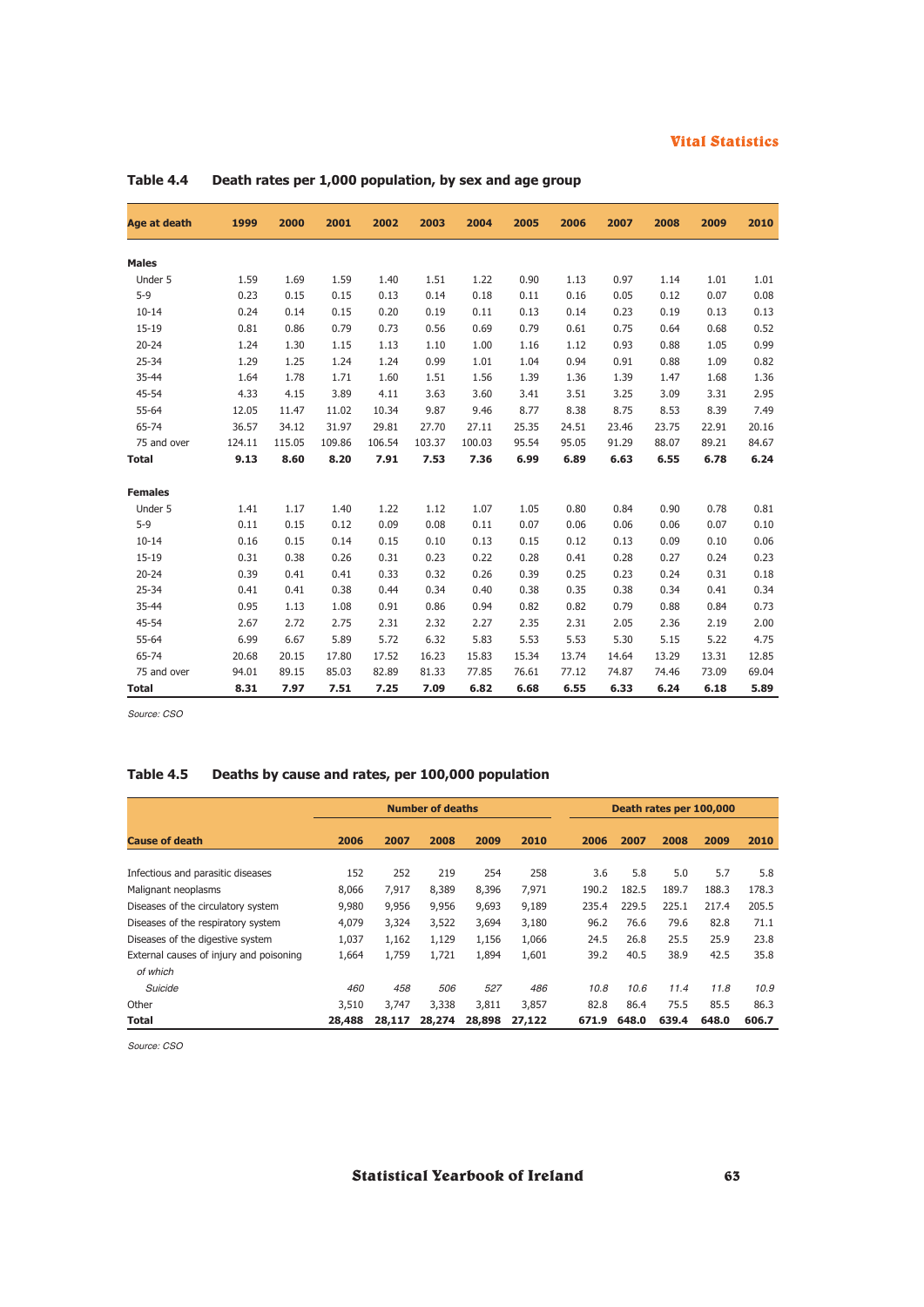## Table 4.4 Death rates per 1,000 population, by sex and age group

| Age at death | 1999 | 2000 | 2001 | 2002 | 2003 | 2004 | 2005 | 2006 | 2007 | 2008 | 2009 | 2010 |
|---|---|---|---|---|---|---|---|---|---|---|---|---|
| **Males** | | | | | | | | | | | | |
| Under 5 | 1.59 | 1.69 | 1.59 | 1.40 | 1.51 | 1.22 | 0.90 | 1.13 | 0.97 | 1.14 | 1.01 | 1.01 |
| 5-9 | 0.23 | 0.15 | 0.15 | 0.13 | 0.14 | 0.18 | 0.11 | 0.16 | 0.05 | 0.12 | 0.07 | 0.08 |
| 10-14 | 0.24 | 0.14 | 0.15 | 0.20 | 0.19 | 0.11 | 0.13 | 0.14 | 0.23 | 0.19 | 0.13 | 0.13 |
| 15-19 | 0.81 | 0.86 | 0.79 | 0.73 | 0.56 | 0.69 | 0.79 | 0.61 | 0.75 | 0.64 | 0.68 | 0.52 |
| 20-24 | 1.24 | 1.30 | 1.15 | 1.13 | 1.10 | 1.00 | 1.16 | 1.12 | 0.93 | 0.88 | 1.05 | 0.99 |
| 25-34 | 1.29 | 1.25 | 1.24 | 1.24 | 0.99 | 1.01 | 1.04 | 0.94 | 0.91 | 0.88 | 1.09 | 0.82 |
| 35-44 | 1.64 | 1.78 | 1.71 | 1.60 | 1.51 | 1.56 | 1.39 | 1.36 | 1.39 | 1.47 | 1.68 | 1.36 |
| 45-54 | 4.33 | 4.15 | 3.89 | 4.11 | 3.63 | 3.60 | 3.41 | 3.51 | 3.25 | 3.09 | 3.31 | 2.95 |
| 55-64 | 12.05 | 11.47 | 11.02 | 10.34 | 9.87 | 9.46 | 8.77 | 8.38 | 8.75 | 8.53 | 8.39 | 7.49 |
| 65-74 | 36.57 | 34.12 | 31.97 | 29.81 | 27.70 | 27.11 | 25.35 | 24.51 | 23.46 | 23.75 | 22.91 | 20.16 |
| 75 and over | 124.11 | 115.05 | 109.86 | 106.54 | 103.37 | 100.03 | 95.54 | 95.05 | 91.29 | 88.07 | 89.21 | 84.67 |
| **Total** | **9.13** | **8.60** | **8.20** | **7.91** | **7.53** | **7.36** | **6.99** | **6.89** | **6.63** | **6.55** | **6.78** | **6.24** |
| **Females** | | | | | | | | | | | | |
| Under 5 | 1.41 | 1.17 | 1.40 | 1.22 | 1.12 | 1.07 | 1.05 | 0.80 | 0.84 | 0.90 | 0.78 | 0.81 |
| 5-9 | 0.11 | 0.15 | 0.12 | 0.09 | 0.08 | 0.11 | 0.07 | 0.06 | 0.06 | 0.06 | 0.07 | 0.10 |
| 10-14 | 0.16 | 0.15 | 0.14 | 0.15 | 0.10 | 0.13 | 0.15 | 0.12 | 0.13 | 0.09 | 0.10 | 0.06 |
| 15-19 | 0.31 | 0.38 | 0.26 | 0.31 | 0.23 | 0.22 | 0.28 | 0.41 | 0.28 | 0.27 | 0.24 | 0.23 |
| 20-24 | 0.39 | 0.41 | 0.41 | 0.33 | 0.32 | 0.26 | 0.39 | 0.25 | 0.23 | 0.24 | 0.31 | 0.18 |
| 25-34 | 0.41 | 0.41 | 0.38 | 0.44 | 0.34 | 0.40 | 0.38 | 0.35 | 0.38 | 0.34 | 0.41 | 0.34 |
| 35-44 | 0.95 | 1.13 | 1.08 | 0.91 | 0.86 | 0.94 | 0.82 | 0.82 | 0.79 | 0.88 | 0.84 | 0.73 |
| 45-54 | 2.67 | 2.72 | 2.75 | 2.31 | 2.32 | 2.27 | 2.35 | 2.31 | 2.05 | 2.36 | 2.19 | 2.00 |
| 55-64 | 6.99 | 6.67 | 5.89 | 5.72 | 6.32 | 5.83 | 5.53 | 5.53 | 5.30 | 5.15 | 5.22 | 4.75 |
| 65-74 | 20.68 | 20.15 | 17.80 | 17.52 | 16.23 | 15.83 | 15.34 | 13.74 | 14.64 | 13.29 | 13.31 | 12.85 |
| 75 and over | 94.01 | 89.15 | 85.03 | 82.89 | 81.33 | 77.85 | 76.61 | 77.12 | 74.87 | 74.46 | 73.09 | 69.04 |
| **Total** | **8.31** | **7.97** | **7.51** | **7.25** | **7.09** | **6.82** | **6.68** | **6.55** | **6.33** | **6.24** | **6.18** | **5.89** |

*Source: CSO*

## Table 4.5 Deaths by cause and rates, per 100,000 population

| | Number of deaths | | | | | Death rates per 100,000 | | | | |
|---|---|---|---|---|---|---|---|---|---|---|
| **Cause of death** | **2006** | **2007** | **2008** | **2009** | **2010** | **2006** | **2007** | **2008** | **2009** | **2010** |
| Infectious and parasitic diseases | 152 | 252 | 219 | 254 | 258 | 3.6 | 5.8 | 5.0 | 5.7 | 5.8 |
| Malignant neoplasms | 8,066 | 7,917 | 8,389 | 8,396 | 7,971 | 190.2 | 182.5 | 189.7 | 188.3 | 178.3 |
| Diseases of the circulatory system | 9,980 | 9,956 | 9,956 | 9,693 | 9,189 | 235.4 | 229.5 | 225.1 | 217.4 | 205.5 |
| Diseases of the respiratory system | 4,079 | 3,324 | 3,522 | 3,694 | 3,180 | 96.2 | 76.6 | 79.6 | 82.8 | 71.1 |
| Diseases of the digestive system | 1,037 | 1,162 | 1,129 | 1,156 | 1,066 | 24.5 | 26.8 | 25.5 | 25.9 | 23.8 |
| External causes of injury and poisoning | 1,664 | 1,759 | 1,721 | 1,894 | 1,601 | 39.2 | 40.5 | 38.9 | 42.5 | 35.8 |
| *of which* | | | | | | | | | | |
| *Suicide* | *460* | *458* | *506* | *527* | *486* | *10.8* | *10.6* | *11.4* | *11.8* | *10.9* |
| Other | 3,510 | 3,747 | 3,338 | 3,811 | 3,857 | 82.8 | 86.4 | 75.5 | 85.5 | 86.3 |
| **Total** | **28,488** | **28,117** | **28,274** | **28,898** | **27,122** | **671.9** | **648.0** | **639.4** | **648.0** | **606.7** |

*Source: CSO*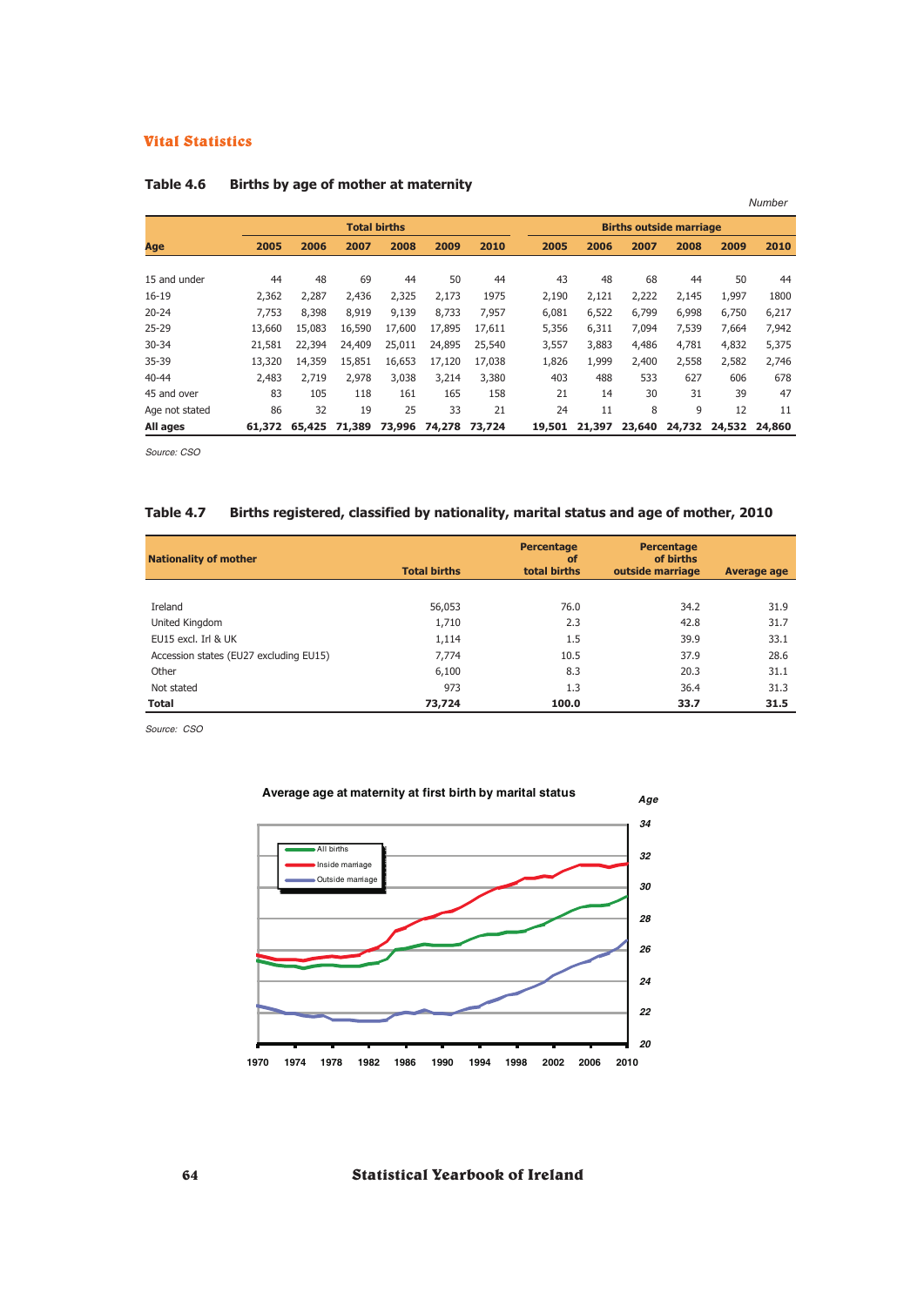## Vital Statistics

### Table 4.6 Births by age of mother at maternity

*Number*

| Age | Total births | | | | | | Births outside marriage | | | | | |
|---|---|---|---|---|---|---|---|---|---|---|---|---|
| | 2005 | 2006 | 2007 | 2008 | 2009 | 2010 | 2005 | 2006 | 2007 | 2008 | 2009 | 2010 |
| 15 and under | 44 | 48 | 69 | 44 | 50 | 44 | 43 | 48 | 68 | 44 | 50 | 44 |
| 16-19 | 2,362 | 2,287 | 2,436 | 2,325 | 2,173 | 1975 | 2,190 | 2,121 | 2,222 | 2,145 | 1,997 | 1800 |
| 20-24 | 7,753 | 8,398 | 8,919 | 9,139 | 8,733 | 7,957 | 6,081 | 6,522 | 6,799 | 6,998 | 6,750 | 6,217 |
| 25-29 | 13,660 | 15,083 | 16,590 | 17,600 | 17,895 | 17,611 | 5,356 | 6,311 | 7,094 | 7,539 | 7,664 | 7,942 |
| 30-34 | 21,581 | 22,394 | 24,409 | 25,011 | 24,895 | 25,540 | 3,557 | 3,883 | 4,486 | 4,781 | 4,832 | 5,375 |
| 35-39 | 13,320 | 14,359 | 15,851 | 16,653 | 17,120 | 17,038 | 1,826 | 1,999 | 2,400 | 2,558 | 2,582 | 2,746 |
| 40-44 | 2,483 | 2,719 | 2,978 | 3,038 | 3,214 | 3,380 | 403 | 488 | 533 | 627 | 606 | 678 |
| 45 and over | 83 | 105 | 118 | 161 | 165 | 158 | 21 | 14 | 30 | 31 | 39 | 47 |
| Age not stated | 86 | 32 | 19 | 25 | 33 | 21 | 24 | 11 | 8 | 9 | 12 | 11 |
| **All ages** | **61,372** | **65,425** | **71,389** | **73,996** | **74,278** | **73,724** | **19,501** | **21,397** | **23,640** | **24,732** | **24,532** | **24,860** |

*Source: CSO*

### Table 4.7 Births registered, classified by nationality, marital status and age of mother, 2010

| Nationality of mother | Total births | Percentage of total births | Percentage of births outside marriage | Average age |
|---|---|---|---|---|
| Ireland | 56,053 | 76.0 | 34.2 | 31.9 |
| United Kingdom | 1,710 | 2.3 | 42.8 | 31.7 |
| EU15 excl. Irl & UK | 1,114 | 1.5 | 39.9 | 33.1 |
| Accession states (EU27 excluding EU15) | 7,774 | 10.5 | 37.9 | 28.6 |
| Other | 6,100 | 8.3 | 20.3 | 31.1 |
| Not stated | 973 | 1.3 | 36.4 | 31.3 |
| **Total** | **73,724** | **100.0** | **33.7** | **31.5** |

*Source: CSO*

**Average age at maternity at first birth by marital status**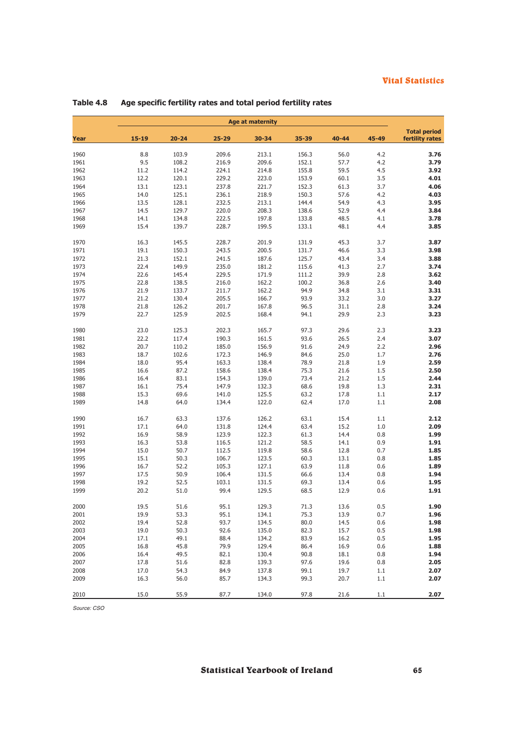## Table 4.8 Age specific fertility rates and total period fertility rates

| | Age at maternity | | | | | | | |
|---|---|---|---|---|---|---|---|---|
| Year | 15-19 | 20-24 | 25-29 | 30-34 | 35-39 | 40-44 | 45-49 | Total period fertility rates |
| 1960 | 8.8 | 103.9 | 209.6 | 213.1 | 156.3 | 56.0 | 4.2 | **3.76** |
| 1961 | 9.5 | 108.2 | 216.9 | 209.6 | 152.1 | 57.7 | 4.2 | **3.79** |
| 1962 | 11.2 | 114.2 | 224.1 | 214.8 | 155.8 | 59.5 | 4.5 | **3.92** |
| 1963 | 12.2 | 120.1 | 229.2 | 223.0 | 153.9 | 60.1 | 3.5 | **4.01** |
| 1964 | 13.1 | 123.1 | 237.8 | 221.7 | 152.3 | 61.3 | 3.7 | **4.06** |
| 1965 | 14.0 | 125.1 | 236.1 | 218.9 | 150.3 | 57.6 | 4.2 | **4.03** |
| 1966 | 13.5 | 128.1 | 232.5 | 213.1 | 144.4 | 54.9 | 4.3 | **3.95** |
| 1967 | 14.5 | 129.7 | 220.0 | 208.3 | 138.6 | 52.9 | 4.4 | **3.84** |
| 1968 | 14.1 | 134.8 | 222.5 | 197.8 | 133.8 | 48.5 | 4.1 | **3.78** |
| 1969 | 15.4 | 139.7 | 228.7 | 199.5 | 133.1 | 48.1 | 4.4 | **3.85** |
| 1970 | 16.3 | 145.5 | 228.7 | 201.9 | 131.9 | 45.3 | 3.7 | **3.87** |
| 1971 | 19.1 | 150.3 | 243.5 | 200.5 | 131.7 | 46.6 | 3.3 | **3.98** |
| 1972 | 21.3 | 152.1 | 241.5 | 187.6 | 125.7 | 43.4 | 3.4 | **3.88** |
| 1973 | 22.4 | 149.9 | 235.0 | 181.2 | 115.6 | 41.3 | 2.7 | **3.74** |
| 1974 | 22.6 | 145.4 | 229.5 | 171.9 | 111.2 | 39.9 | 2.8 | **3.62** |
| 1975 | 22.8 | 138.5 | 216.0 | 162.2 | 100.2 | 36.8 | 2.6 | **3.40** |
| 1976 | 21.9 | 133.7 | 211.7 | 162.2 | 94.9 | 34.8 | 3.1 | **3.31** |
| 1977 | 21.2 | 130.4 | 205.5 | 166.7 | 93.9 | 33.2 | 3.0 | **3.27** |
| 1978 | 21.8 | 126.2 | 201.7 | 167.8 | 96.5 | 31.1 | 2.8 | **3.24** |
| 1979 | 22.7 | 125.9 | 202.5 | 168.4 | 94.1 | 29.9 | 2.3 | **3.23** |
| 1980 | 23.0 | 125.3 | 202.3 | 165.7 | 97.3 | 29.6 | 2.3 | **3.23** |
| 1981 | 22.2 | 117.4 | 190.3 | 161.5 | 93.6 | 26.5 | 2.4 | **3.07** |
| 1982 | 20.7 | 110.2 | 185.0 | 156.9 | 91.6 | 24.9 | 2.2 | **2.96** |
| 1983 | 18.7 | 102.6 | 172.3 | 146.9 | 84.6 | 25.0 | 1.7 | **2.76** |
| 1984 | 18.0 | 95.4 | 163.3 | 138.4 | 78.9 | 21.8 | 1.9 | **2.59** |
| 1985 | 16.6 | 87.2 | 158.6 | 138.4 | 75.3 | 21.6 | 1.5 | **2.50** |
| 1986 | 16.4 | 83.1 | 154.3 | 139.0 | 73.4 | 21.2 | 1.5 | **2.44** |
| 1987 | 16.1 | 75.4 | 147.9 | 132.3 | 68.6 | 19.8 | 1.3 | **2.31** |
| 1988 | 15.3 | 69.6 | 141.0 | 125.5 | 63.2 | 17.8 | 1.1 | **2.17** |
| 1989 | 14.8 | 64.0 | 134.4 | 122.0 | 62.4 | 17.0 | 1.1 | **2.08** |
| 1990 | 16.7 | 63.3 | 137.6 | 126.2 | 63.1 | 15.4 | 1.1 | **2.12** |
| 1991 | 17.1 | 64.0 | 131.8 | 124.4 | 63.4 | 15.2 | 1.0 | **2.09** |
| 1992 | 16.9 | 58.9 | 123.9 | 122.3 | 61.3 | 14.4 | 0.8 | **1.99** |
| 1993 | 16.3 | 53.8 | 116.5 | 121.2 | 58.5 | 14.1 | 0.9 | **1.91** |
| 1994 | 15.0 | 50.7 | 112.5 | 119.8 | 58.6 | 12.8 | 0.7 | **1.85** |
| 1995 | 15.1 | 50.3 | 106.7 | 123.5 | 60.3 | 13.1 | 0.8 | **1.85** |
| 1996 | 16.7 | 52.2 | 105.3 | 127.1 | 63.9 | 11.8 | 0.6 | **1.89** |
| 1997 | 17.5 | 50.9 | 106.4 | 131.5 | 66.6 | 13.4 | 0.8 | **1.94** |
| 1998 | 19.2 | 52.5 | 103.1 | 131.5 | 69.3 | 13.4 | 0.6 | **1.95** |
| 1999 | 20.2 | 51.0 | 99.4 | 129.5 | 68.5 | 12.9 | 0.6 | **1.91** |
| 2000 | 19.5 | 51.6 | 95.1 | 129.3 | 71.3 | 13.6 | 0.5 | **1.90** |
| 2001 | 19.9 | 53.3 | 95.1 | 134.1 | 75.3 | 13.9 | 0.7 | **1.96** |
| 2002 | 19.4 | 52.8 | 93.7 | 134.5 | 80.0 | 14.5 | 0.6 | **1.98** |
| 2003 | 19.0 | 50.3 | 92.6 | 135.0 | 82.3 | 15.7 | 0.5 | **1.98** |
| 2004 | 17.1 | 49.1 | 88.4 | 134.2 | 83.9 | 16.2 | 0.5 | **1.95** |
| 2005 | 16.8 | 45.8 | 79.9 | 129.4 | 86.4 | 16.9 | 0.6 | **1.88** |
| 2006 | 16.4 | 49.5 | 82.1 | 130.4 | 90.8 | 18.1 | 0.8 | **1.94** |
| 2007 | 17.8 | 51.6 | 82.8 | 139.3 | 97.6 | 19.6 | 0.8 | **2.05** |
| 2008 | 17.0 | 54.3 | 84.9 | 137.8 | 99.1 | 19.7 | 1.1 | **2.07** |
| 2009 | 16.3 | 56.0 | 85.7 | 134.3 | 99.3 | 20.7 | 1.1 | **2.07** |
| 2010 | 15.0 | 55.9 | 87.7 | 134.0 | 97.8 | 21.6 | 1.1 | **2.07** |

*Source: CSO*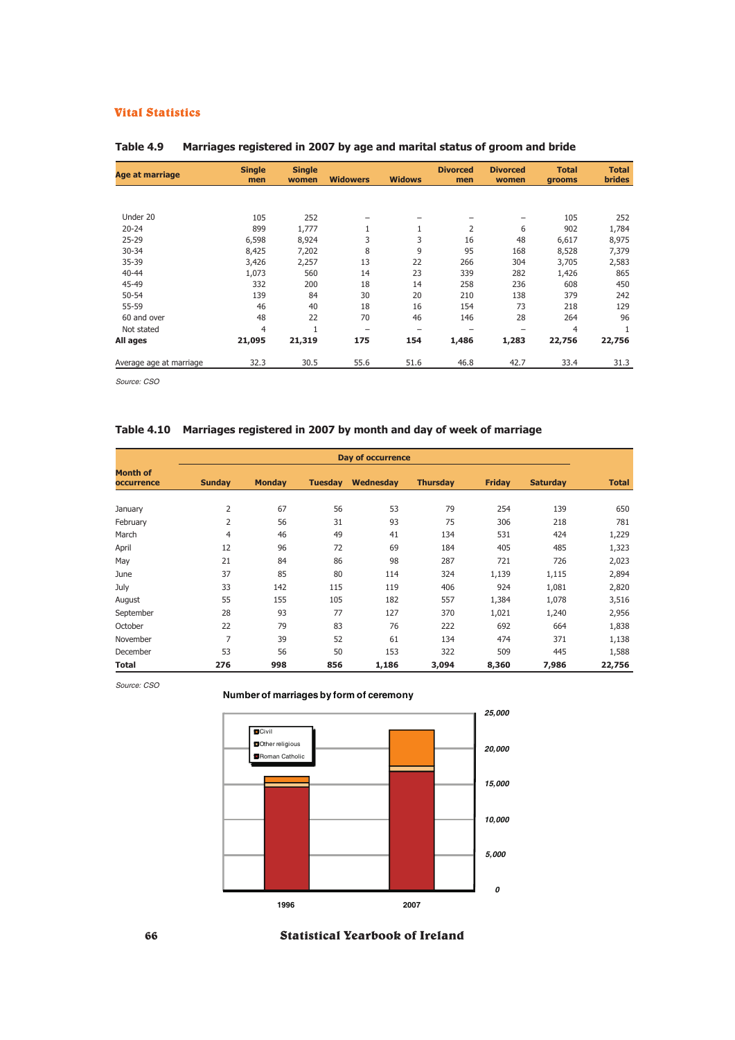## Vital Statistics

### Table 4.9 Marriages registered in 2007 by age and marital status of groom and bride

| Age at marriage | Single men | Single women | Widowers | Widows | Divorced men | Divorced women | Total grooms | Total brides |
|---|---|---|---|---|---|---|---|---|
| Under 20 | 105 | 252 | – | – | – | – | 105 | 252 |
| 20-24 | 899 | 1,777 | 1 | 1 | 2 | 6 | 902 | 1,784 |
| 25-29 | 6,598 | 8,924 | 3 | 3 | 16 | 48 | 6,617 | 8,975 |
| 30-34 | 8,425 | 7,202 | 8 | 9 | 95 | 168 | 8,528 | 7,379 |
| 35-39 | 3,426 | 2,257 | 13 | 22 | 266 | 304 | 3,705 | 2,583 |
| 40-44 | 1,073 | 560 | 14 | 23 | 339 | 282 | 1,426 | 865 |
| 45-49 | 332 | 200 | 18 | 14 | 258 | 236 | 608 | 450 |
| 50-54 | 139 | 84 | 30 | 20 | 210 | 138 | 379 | 242 |
| 55-59 | 46 | 40 | 18 | 16 | 154 | 73 | 218 | 129 |
| 60 and over | 48 | 22 | 70 | 46 | 146 | 28 | 264 | 96 |
| Not stated | 4 | 1 | – | – | – | – | 4 | 1 |
| **All ages** | **21,095** | **21,319** | **175** | **154** | **1,486** | **1,283** | **22,756** | **22,756** |
| Average age at marriage | 32.3 | 30.5 | 55.6 | 51.6 | 46.8 | 42.7 | 33.4 | 31.3 |

*Source: CSO*

### Table 4.10 Marriages registered in 2007 by month and day of week of marriage

| Month of occurrence | Day of occurrence | | | | | | | Total |
|---|---|---|---|---|---|---|---|---|
| | Sunday | Monday | Tuesday | Wednesday | Thursday | Friday | Saturday | |
| January | 2 | 67 | 56 | 53 | 79 | 254 | 139 | 650 |
| February | 2 | 56 | 31 | 93 | 75 | 306 | 218 | 781 |
| March | 4 | 46 | 49 | 41 | 134 | 531 | 424 | 1,229 |
| April | 12 | 96 | 72 | 69 | 184 | 405 | 485 | 1,323 |
| May | 21 | 84 | 86 | 98 | 287 | 721 | 726 | 2,023 |
| June | 37 | 85 | 80 | 114 | 324 | 1,139 | 1,115 | 2,894 |
| July | 33 | 142 | 115 | 119 | 406 | 924 | 1,081 | 2,820 |
| August | 55 | 155 | 105 | 182 | 557 | 1,384 | 1,078 | 3,516 |
| September | 28 | 93 | 77 | 127 | 370 | 1,021 | 1,240 | 2,956 |
| October | 22 | 79 | 83 | 76 | 222 | 692 | 664 | 1,838 |
| November | 7 | 39 | 52 | 61 | 134 | 474 | 371 | 1,138 |
| December | 53 | 56 | 50 | 153 | 322 | 509 | 445 | 1,588 |
| **Total** | **276** | **998** | **856** | **1,186** | **3,094** | **8,360** | **7,986** | **22,756** |

*Source: CSO*

**Number of marriages by form of ceremony**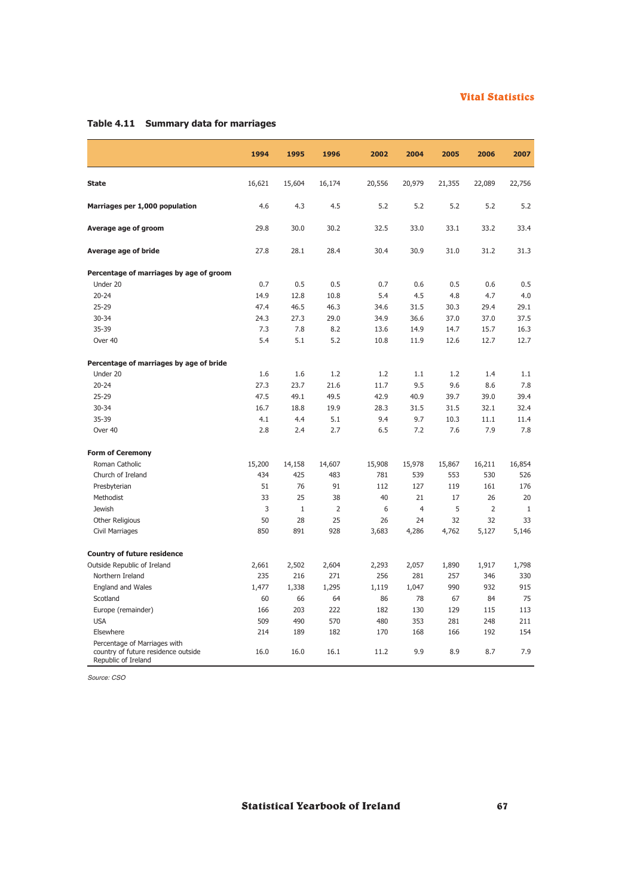## Table 4.11 Summary data for marriages

| | 1994 | 1995 | 1996 | 2002 | 2004 | 2005 | 2006 | 2007 |
|---|---|---|---|---|---|---|---|---|
| **State** | 16,621 | 15,604 | 16,174 | 20,556 | 20,979 | 21,355 | 22,089 | 22,756 |
| **Marriages per 1,000 population** | 4.6 | 4.3 | 4.5 | 5.2 | 5.2 | 5.2 | 5.2 | 5.2 |
| **Average age of groom** | 29.8 | 30.0 | 30.2 | 32.5 | 33.0 | 33.1 | 33.2 | 33.4 |
| **Average age of bride** | 27.8 | 28.1 | 28.4 | 30.4 | 30.9 | 31.0 | 31.2 | 31.3 |
| **Percentage of marriages by age of groom** | | | | | | | | |
| Under 20 | 0.7 | 0.5 | 0.5 | 0.7 | 0.6 | 0.5 | 0.6 | 0.5 |
| 20-24 | 14.9 | 12.8 | 10.8 | 5.4 | 4.5 | 4.8 | 4.7 | 4.0 |
| 25-29 | 47.4 | 46.5 | 46.3 | 34.6 | 31.5 | 30.3 | 29.4 | 29.1 |
| 30-34 | 24.3 | 27.3 | 29.0 | 34.9 | 36.6 | 37.0 | 37.0 | 37.5 |
| 35-39 | 7.3 | 7.8 | 8.2 | 13.6 | 14.9 | 14.7 | 15.7 | 16.3 |
| Over 40 | 5.4 | 5.1 | 5.2 | 10.8 | 11.9 | 12.6 | 12.7 | 12.7 |
| **Percentage of marriages by age of bride** | | | | | | | | |
| Under 20 | 1.6 | 1.6 | 1.2 | 1.2 | 1.1 | 1.2 | 1.4 | 1.1 |
| 20-24 | 27.3 | 23.7 | 21.6 | 11.7 | 9.5 | 9.6 | 8.6 | 7.8 |
| 25-29 | 47.5 | 49.1 | 49.5 | 42.9 | 40.9 | 39.7 | 39.0 | 39.4 |
| 30-34 | 16.7 | 18.8 | 19.9 | 28.3 | 31.5 | 31.5 | 32.1 | 32.4 |
| 35-39 | 4.1 | 4.4 | 5.1 | 9.4 | 9.7 | 10.3 | 11.1 | 11.4 |
| Over 40 | 2.8 | 2.4 | 2.7 | 6.5 | 7.2 | 7.6 | 7.9 | 7.8 |
| **Form of Ceremony** | | | | | | | | |
| Roman Catholic | 15,200 | 14,158 | 14,607 | 15,908 | 15,978 | 15,867 | 16,211 | 16,854 |
| Church of Ireland | 434 | 425 | 483 | 781 | 539 | 553 | 530 | 526 |
| Presbyterian | 51 | 76 | 91 | 112 | 127 | 119 | 161 | 176 |
| Methodist | 33 | 25 | 38 | 40 | 21 | 17 | 26 | 20 |
| Jewish | 3 | 1 | 2 | 6 | 4 | 5 | 2 | 1 |
| Other Religious | 50 | 28 | 25 | 26 | 24 | 32 | 32 | 33 |
| Civil Marriages | 850 | 891 | 928 | 3,683 | 4,286 | 4,762 | 5,127 | 5,146 |
| **Country of future residence** | | | | | | | | |
| Outside Republic of Ireland | 2,661 | 2,502 | 2,604 | 2,293 | 2,057 | 1,890 | 1,917 | 1,798 |
| Northern Ireland | 235 | 216 | 271 | 256 | 281 | 257 | 346 | 330 |
| England and Wales | 1,477 | 1,338 | 1,295 | 1,119 | 1,047 | 990 | 932 | 915 |
| Scotland | 60 | 66 | 64 | 86 | 78 | 67 | 84 | 75 |
| Europe (remainder) | 166 | 203 | 222 | 182 | 130 | 129 | 115 | 113 |
| USA | 509 | 490 | 570 | 480 | 353 | 281 | 248 | 211 |
| Elsewhere | 214 | 189 | 182 | 170 | 168 | 166 | 192 | 154 |
| Percentage of Marriages with country of future residence outside Republic of Ireland | 16.0 | 16.0 | 16.1 | 11.2 | 9.9 | 8.9 | 8.7 | 7.9 |

*Source: CSO*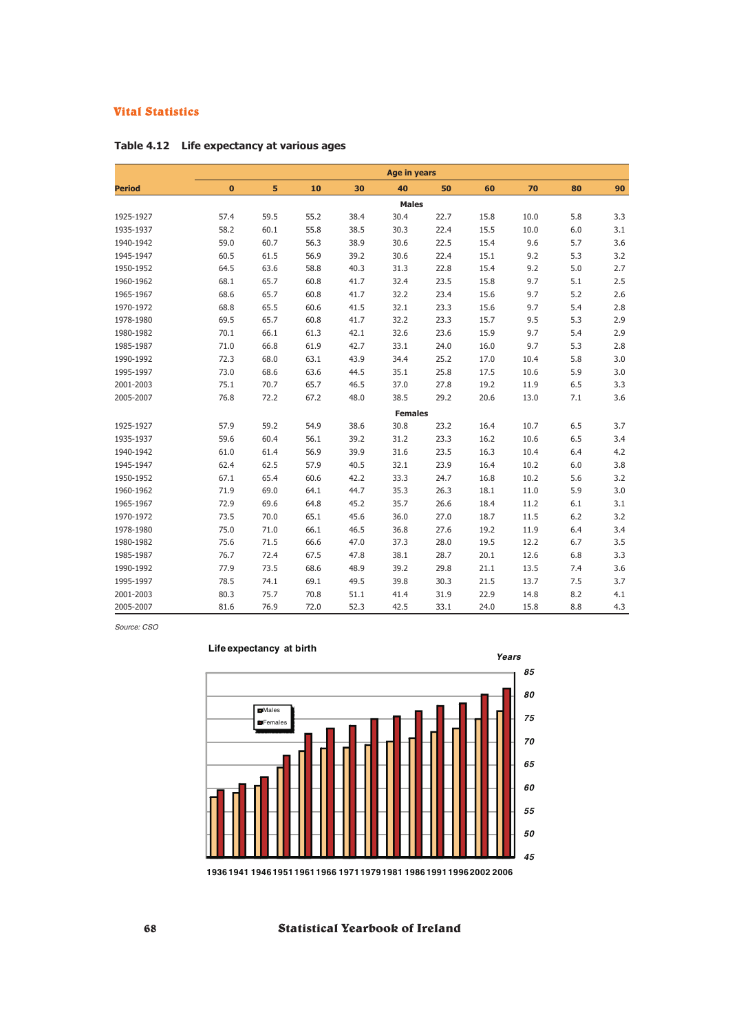## Table 4.12 Life expectancy at various ages

| Period | Age in years | | | | | | | | | |
|---|---|---|---|---|---|---|---|---|---|---|
| | 0 | 5 | 10 | 30 | 40 | 50 | 60 | 70 | 80 | 90 |
| **Males** | | | | | | | | | | |
| 1925-1927 | 57.4 | 59.5 | 55.2 | 38.4 | 30.4 | 22.7 | 15.8 | 10.0 | 5.8 | 3.3 |
| 1935-1937 | 58.2 | 60.1 | 55.8 | 38.5 | 30.3 | 22.4 | 15.5 | 10.0 | 6.0 | 3.1 |
| 1940-1942 | 59.0 | 60.7 | 56.3 | 38.9 | 30.6 | 22.5 | 15.4 | 9.6 | 5.7 | 3.6 |
| 1945-1947 | 60.5 | 61.5 | 56.9 | 39.2 | 30.6 | 22.4 | 15.1 | 9.2 | 5.3 | 3.2 |
| 1950-1952 | 64.5 | 63.6 | 58.8 | 40.3 | 31.3 | 22.8 | 15.4 | 9.2 | 5.0 | 2.7 |
| 1960-1962 | 68.1 | 65.7 | 60.8 | 41.7 | 32.4 | 23.5 | 15.8 | 9.7 | 5.1 | 2.5 |
| 1965-1967 | 68.6 | 65.7 | 60.8 | 41.7 | 32.2 | 23.4 | 15.6 | 9.7 | 5.2 | 2.6 |
| 1970-1972 | 68.8 | 65.5 | 60.6 | 41.5 | 32.1 | 23.3 | 15.6 | 9.7 | 5.4 | 2.8 |
| 1978-1980 | 69.5 | 65.7 | 60.8 | 41.7 | 32.2 | 23.3 | 15.7 | 9.5 | 5.3 | 2.9 |
| 1980-1982 | 70.1 | 66.1 | 61.3 | 42.1 | 32.6 | 23.6 | 15.9 | 9.7 | 5.4 | 2.9 |
| 1985-1987 | 71.0 | 66.8 | 61.9 | 42.7 | 33.1 | 24.0 | 16.0 | 9.7 | 5.3 | 2.8 |
| 1990-1992 | 72.3 | 68.0 | 63.1 | 43.9 | 34.4 | 25.2 | 17.0 | 10.4 | 5.8 | 3.0 |
| 1995-1997 | 73.0 | 68.6 | 63.6 | 44.5 | 35.1 | 25.8 | 17.5 | 10.6 | 5.9 | 3.0 |
| 2001-2003 | 75.1 | 70.7 | 65.7 | 46.5 | 37.0 | 27.8 | 19.2 | 11.9 | 6.5 | 3.3 |
| 2005-2007 | 76.8 | 72.2 | 67.2 | 48.0 | 38.5 | 29.2 | 20.6 | 13.0 | 7.1 | 3.6 |
| **Females** | | | | | | | | | | |
| 1925-1927 | 57.9 | 59.2 | 54.9 | 38.6 | 30.8 | 23.2 | 16.4 | 10.7 | 6.5 | 3.7 |
| 1935-1937 | 59.6 | 60.4 | 56.1 | 39.2 | 31.2 | 23.3 | 16.2 | 10.6 | 6.5 | 3.4 |
| 1940-1942 | 61.0 | 61.4 | 56.9 | 39.9 | 31.6 | 23.5 | 16.3 | 10.4 | 6.4 | 4.2 |
| 1945-1947 | 62.4 | 62.5 | 57.9 | 40.5 | 32.1 | 23.9 | 16.4 | 10.2 | 6.0 | 3.8 |
| 1950-1952 | 67.1 | 65.4 | 60.6 | 42.2 | 33.3 | 24.7 | 16.8 | 10.2 | 5.6 | 3.2 |
| 1960-1962 | 71.9 | 69.0 | 64.1 | 44.7 | 35.3 | 26.3 | 18.1 | 11.0 | 5.9 | 3.0 |
| 1965-1967 | 72.9 | 69.6 | 64.8 | 45.2 | 35.7 | 26.6 | 18.4 | 11.2 | 6.1 | 3.1 |
| 1970-1972 | 73.5 | 70.0 | 65.1 | 45.6 | 36.0 | 27.0 | 18.7 | 11.5 | 6.2 | 3.2 |
| 1978-1980 | 75.0 | 71.0 | 66.1 | 46.5 | 36.8 | 27.6 | 19.2 | 11.9 | 6.4 | 3.4 |
| 1980-1982 | 75.6 | 71.5 | 66.6 | 47.0 | 37.3 | 28.0 | 19.5 | 12.2 | 6.7 | 3.5 |
| 1985-1987 | 76.7 | 72.4 | 67.5 | 47.8 | 38.1 | 28.7 | 20.1 | 12.6 | 6.8 | 3.3 |
| 1990-1992 | 77.9 | 73.5 | 68.6 | 48.9 | 39.2 | 29.8 | 21.1 | 13.5 | 7.4 | 3.6 |
| 1995-1997 | 78.5 | 74.1 | 69.1 | 49.5 | 39.8 | 30.3 | 21.5 | 13.7 | 7.5 | 3.7 |
| 2001-2003 | 80.3 | 75.7 | 70.8 | 51.1 | 41.4 | 31.9 | 22.9 | 14.8 | 8.2 | 4.1 |
| 2005-2007 | 81.6 | 76.9 | 72.0 | 52.3 | 42.5 | 33.1 | 24.0 | 15.8 | 8.8 | 4.3 |

*Source: CSO*

**Life expectancy at birth**

Years

Males / Females

1936 1941 1946 1951 1961 1966 1971 1979 1981 1986 1991 1996 2002 2006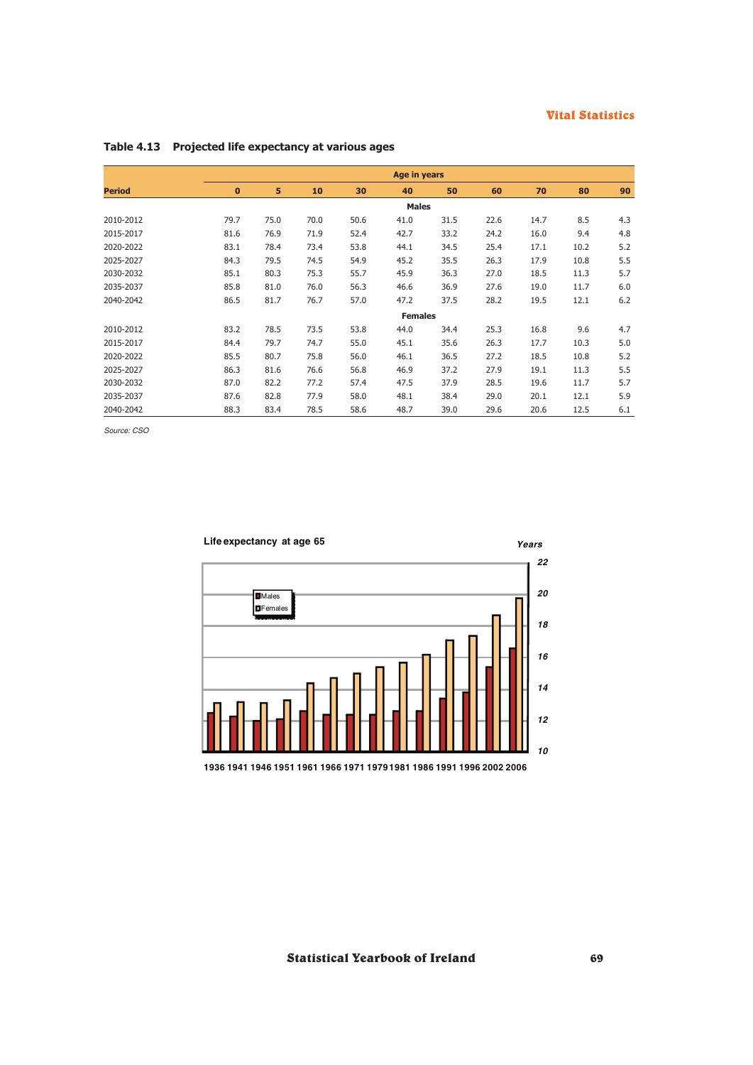## Table 4.13 Projected life expectancy at various ages

| Period | Age in years | | | | | | | | | |
|---|---|---|---|---|---|---|---|---|---|---|
| | 0 | 5 | 10 | 30 | 40 | 50 | 60 | 70 | 80 | 90 |
| | | | | | Males | | | | | |
| 2010-2012 | 79.7 | 75.0 | 70.0 | 50.6 | 41.0 | 31.5 | 22.6 | 14.7 | 8.5 | 4.3 |
| 2015-2017 | 81.6 | 76.9 | 71.9 | 52.4 | 42.7 | 33.2 | 24.2 | 16.0 | 9.4 | 4.8 |
| 2020-2022 | 83.1 | 78.4 | 73.4 | 53.8 | 44.1 | 34.5 | 25.4 | 17.1 | 10.2 | 5.2 |
| 2025-2027 | 84.3 | 79.5 | 74.5 | 54.9 | 45.2 | 35.5 | 26.3 | 17.9 | 10.8 | 5.5 |
| 2030-2032 | 85.1 | 80.3 | 75.3 | 55.7 | 45.9 | 36.3 | 27.0 | 18.5 | 11.3 | 5.7 |
| 2035-2037 | 85.8 | 81.0 | 76.0 | 56.3 | 46.6 | 36.9 | 27.6 | 19.0 | 11.7 | 6.0 |
| 2040-2042 | 86.5 | 81.7 | 76.7 | 57.0 | 47.2 | 37.5 | 28.2 | 19.5 | 12.1 | 6.2 |
| | | | | | Females | | | | | |
| 2010-2012 | 83.2 | 78.5 | 73.5 | 53.8 | 44.0 | 34.4 | 25.3 | 16.8 | 9.6 | 4.7 |
| 2015-2017 | 84.4 | 79.7 | 74.7 | 55.0 | 45.1 | 35.6 | 26.3 | 17.7 | 10.3 | 5.0 |
| 2020-2022 | 85.5 | 80.7 | 75.8 | 56.0 | 46.1 | 36.5 | 27.2 | 18.5 | 10.8 | 5.2 |
| 2025-2027 | 86.3 | 81.6 | 76.6 | 56.8 | 46.9 | 37.2 | 27.9 | 19.1 | 11.3 | 5.5 |
| 2030-2032 | 87.0 | 82.2 | 77.2 | 57.4 | 47.5 | 37.9 | 28.5 | 19.6 | 11.7 | 5.7 |
| 2035-2037 | 87.6 | 82.8 | 77.9 | 58.0 | 48.1 | 38.4 | 29.0 | 20.1 | 12.1 | 5.9 |
| 2040-2042 | 88.3 | 83.4 | 78.5 | 58.6 | 48.7 | 39.0 | 29.6 | 20.6 | 12.5 | 6.1 |

*Source: CSO*

**Life expectancy at age 65**

*Years*

Males
Females

22, 20, 18, 16, 14, 12, 10

1936 1941 1946 1951 1961 1966 1971 1979 1981 1986 1991 1996 2002 2006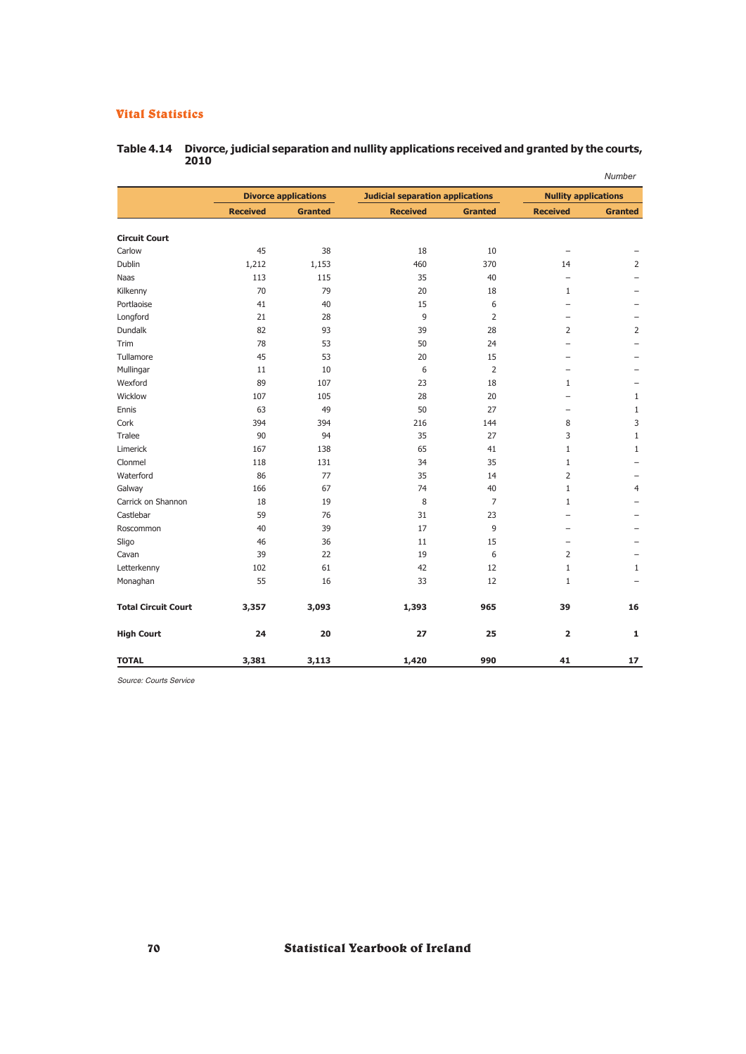## Table 4.14 Divorce, judicial separation and nullity applications received and granted by the courts, 2010

*Number*

| | Divorce applications | | Judicial separation applications | | Nullity applications | |
|---|---|---|---|---|---|---|
| | Received | Granted | Received | Granted | Received | Granted |
| **Circuit Court** | | | | | | |
| Carlow | 45 | 38 | 18 | 10 | – | – |
| Dublin | 1,212 | 1,153 | 460 | 370 | 14 | 2 |
| Naas | 113 | 115 | 35 | 40 | – | – |
| Kilkenny | 70 | 79 | 20 | 18 | 1 | – |
| Portlaoise | 41 | 40 | 15 | 6 | – | – |
| Longford | 21 | 28 | 9 | 2 | – | – |
| Dundalk | 82 | 93 | 39 | 28 | 2 | 2 |
| Trim | 78 | 53 | 50 | 24 | – | – |
| Tullamore | 45 | 53 | 20 | 15 | – | – |
| Mullingar | 11 | 10 | 6 | 2 | – | – |
| Wexford | 89 | 107 | 23 | 18 | 1 | – |
| Wicklow | 107 | 105 | 28 | 20 | – | 1 |
| Ennis | 63 | 49 | 50 | 27 | – | 1 |
| Cork | 394 | 394 | 216 | 144 | 8 | 3 |
| Tralee | 90 | 94 | 35 | 27 | 3 | 1 |
| Limerick | 167 | 138 | 65 | 41 | 1 | 1 |
| Clonmel | 118 | 131 | 34 | 35 | 1 | – |
| Waterford | 86 | 77 | 35 | 14 | 2 | – |
| Galway | 166 | 67 | 74 | 40 | 1 | 4 |
| Carrick on Shannon | 18 | 19 | 8 | 7 | 1 | – |
| Castlebar | 59 | 76 | 31 | 23 | – | – |
| Roscommon | 40 | 39 | 17 | 9 | – | – |
| Sligo | 46 | 36 | 11 | 15 | – | – |
| Cavan | 39 | 22 | 19 | 6 | 2 | – |
| Letterkenny | 102 | 61 | 42 | 12 | 1 | 1 |
| Monaghan | 55 | 16 | 33 | 12 | 1 | – |
| **Total Circuit Court** | **3,357** | **3,093** | **1,393** | **965** | **39** | **16** |
| **High Court** | **24** | **20** | **27** | **25** | **2** | **1** |
| **TOTAL** | **3,381** | **3,113** | **1,420** | **990** | **41** | **17** |

*Source: Courts Service*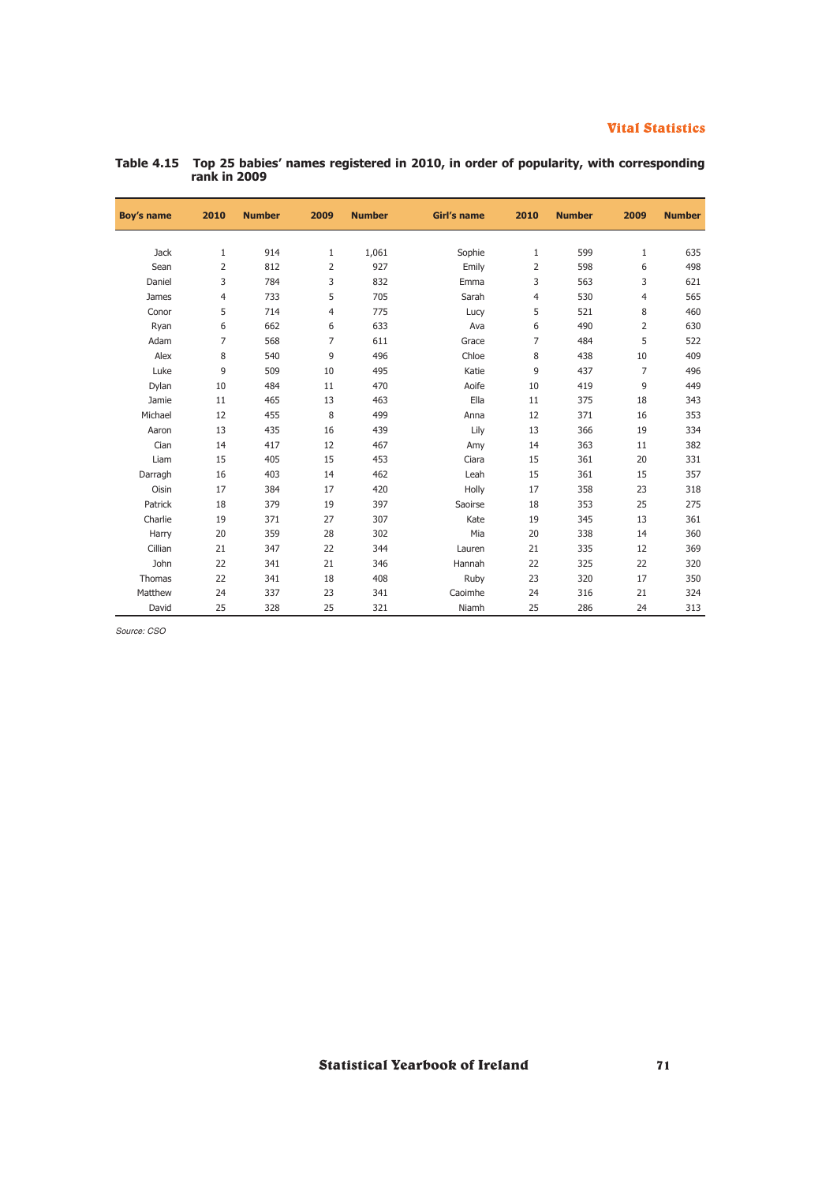**Table 4.15 Top 25 babies' names registered in 2010, in order of popularity, with corresponding rank in 2009**

| Boy's name | 2010 | Number | 2009 | Number | Girl's name | 2010 | Number | 2009 | Number |
|---|---|---|---|---|---|---|---|---|---|
| Jack | 1 | 914 | 1 | 1,061 | Sophie | 1 | 599 | 1 | 635 |
| Sean | 2 | 812 | 2 | 927 | Emily | 2 | 598 | 6 | 498 |
| Daniel | 3 | 784 | 3 | 832 | Emma | 3 | 563 | 3 | 621 |
| James | 4 | 733 | 5 | 705 | Sarah | 4 | 530 | 4 | 565 |
| Conor | 5 | 714 | 4 | 775 | Lucy | 5 | 521 | 8 | 460 |
| Ryan | 6 | 662 | 6 | 633 | Ava | 6 | 490 | 2 | 630 |
| Adam | 7 | 568 | 7 | 611 | Grace | 7 | 484 | 5 | 522 |
| Alex | 8 | 540 | 9 | 496 | Chloe | 8 | 438 | 10 | 409 |
| Luke | 9 | 509 | 10 | 495 | Katie | 9 | 437 | 7 | 496 |
| Dylan | 10 | 484 | 11 | 470 | Aoife | 10 | 419 | 9 | 449 |
| Jamie | 11 | 465 | 13 | 463 | Ella | 11 | 375 | 18 | 343 |
| Michael | 12 | 455 | 8 | 499 | Anna | 12 | 371 | 16 | 353 |
| Aaron | 13 | 435 | 16 | 439 | Lily | 13 | 366 | 19 | 334 |
| Cian | 14 | 417 | 12 | 467 | Amy | 14 | 363 | 11 | 382 |
| Liam | 15 | 405 | 15 | 453 | Ciara | 15 | 361 | 20 | 331 |
| Darragh | 16 | 403 | 14 | 462 | Leah | 15 | 361 | 15 | 357 |
| Oisin | 17 | 384 | 17 | 420 | Holly | 17 | 358 | 23 | 318 |
| Patrick | 18 | 379 | 19 | 397 | Saoirse | 18 | 353 | 25 | 275 |
| Charlie | 19 | 371 | 27 | 307 | Kate | 19 | 345 | 13 | 361 |
| Harry | 20 | 359 | 28 | 302 | Mia | 20 | 338 | 14 | 360 |
| Cillian | 21 | 347 | 22 | 344 | Lauren | 21 | 335 | 12 | 369 |
| John | 22 | 341 | 21 | 346 | Hannah | 22 | 325 | 22 | 320 |
| Thomas | 22 | 341 | 18 | 408 | Ruby | 23 | 320 | 17 | 350 |
| Matthew | 24 | 337 | 23 | 341 | Caoimhe | 24 | 316 | 21 | 324 |
| David | 25 | 328 | 25 | 321 | Niamh | 25 | 286 | 24 | 313 |

*Source: CSO*